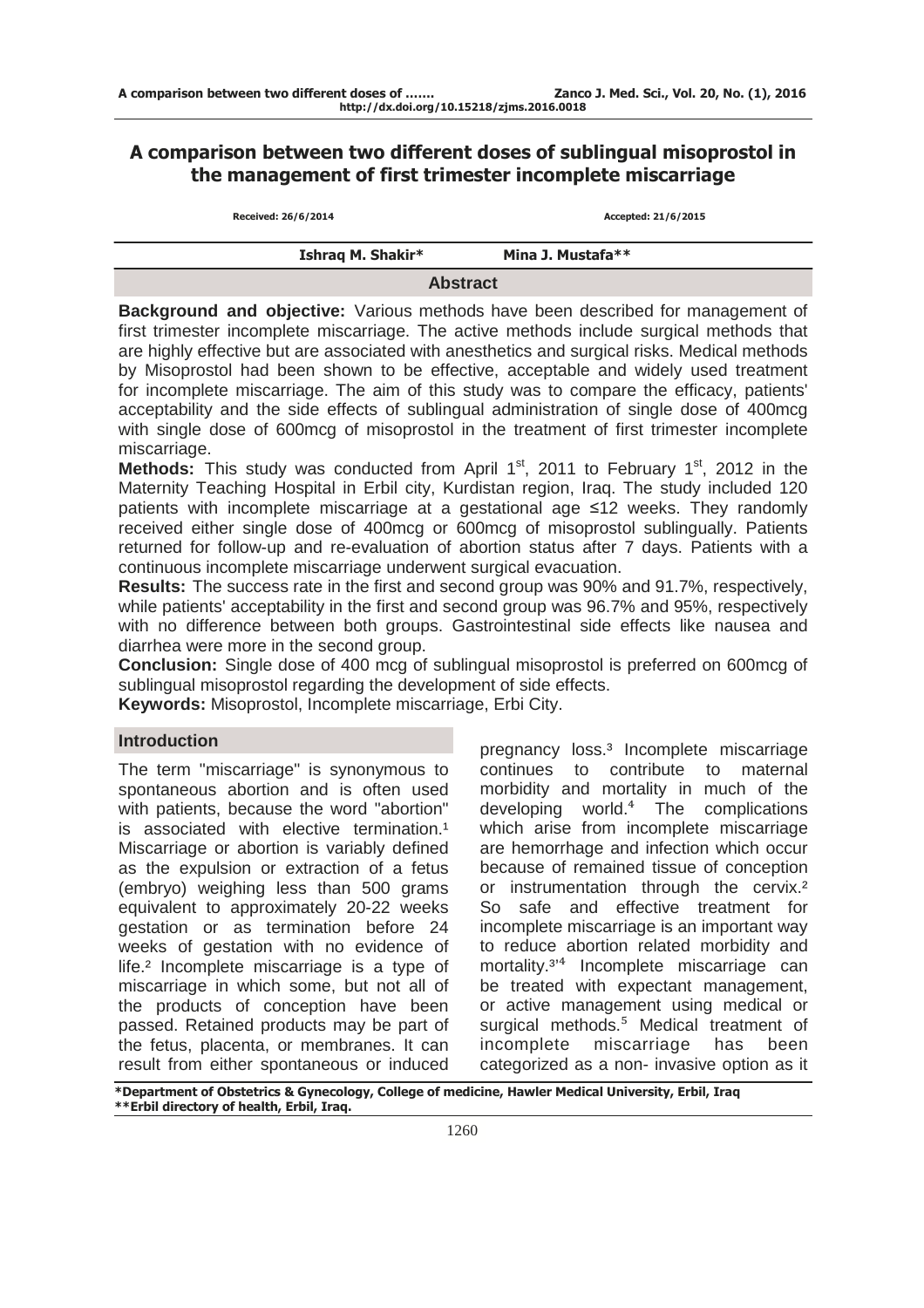# A comparison between two different doses of sublingual misoprostol in the management of first trimester incomplete miscarriage

Received: 26/6/2014 Accepted: 21/6/2015

Ishraq M. Shakir* Mina J. Mustafa**

## Abstract

**Background and objective:** Various methods have been described for management of first trimester incomplete miscarriage. The active methods include surgical methods that are highly effective but are associated with anesthetics and surgical risks. Medical methods by Misoprostol had been shown to be effective, acceptable and widely used treatment for incomplete miscarriage. The aim of this study was to compare the efficacy, patients' acceptability and the side effects of sublingual administration of single dose of 400mcg with single dose of 600mcg of misoprostol in the treatment of first trimester incomplete miscarriage.

**Methods:** This study was conducted from April 1st, 2011 to February 1st, 2012 in the Maternity Teaching Hospital in Erbil city, Kurdistan region, Iraq. The study included 120 patients with incomplete miscarriage at a gestational age ≤12 weeks. They randomly received either single dose of 400mcg or 600mcg of misoprostol sublingually. Patients returned for follow-up and re-evaluation of abortion status after 7 days. Patients with a continuous incomplete miscarriage underwent surgical evacuation.

**Results:** The success rate in the first and second group was 90% and 91.7%, respectively, while patients' acceptability in the first and second group was 96.7% and 95%, respectively with no difference between both groups. Gastrointestinal side effects like nausea and diarrhea were more in the second group.

**Conclusion:** Single dose of 400 mcg of sublingual misoprostol is preferred on 600mcg of sublingual misoprostol regarding the development of side effects.

**Keywords:** Misoprostol, Incomplete miscarriage, Erbi City.

## Introduction

The term "miscarriage" is synonymous to spontaneous abortion and is often used with patients, because the word "abortion" is associated with elective termination.[1] Miscarriage or abortion is variably defined as the expulsion or extraction of a fetus (embryo) weighing less than 500 grams equivalent to approximately 20-22 weeks gestation or as termination before 24 weeks of gestation with no evidence of life.[2] Incomplete miscarriage is a type of miscarriage in which some, but not all of the products of conception have been passed. Retained products may be part of the fetus, placenta, or membranes. It can result from either spontaneous or induced pregnancy loss.[3] Incomplete miscarriage continues to contribute to maternal morbidity and mortality in much of the developing world.[4] The complications which arise from incomplete miscarriage are hemorrhage and infection which occur because of remained tissue of conception or instrumentation through the cervix.[2] So safe and effective treatment for incomplete miscarriage is an important way to reduce abortion related morbidity and mortality.[3,4] Incomplete miscarriage can be treated with expectant management, or active management using medical or surgical methods.[5] Medical treatment of incomplete miscarriage has been categorized as a non- invasive option as it

*Department of Obstetrics & Gynecology, College of medicine, Hawler Medical University, Erbil, Iraq
**Erbil directory of health, Erbil, Iraq.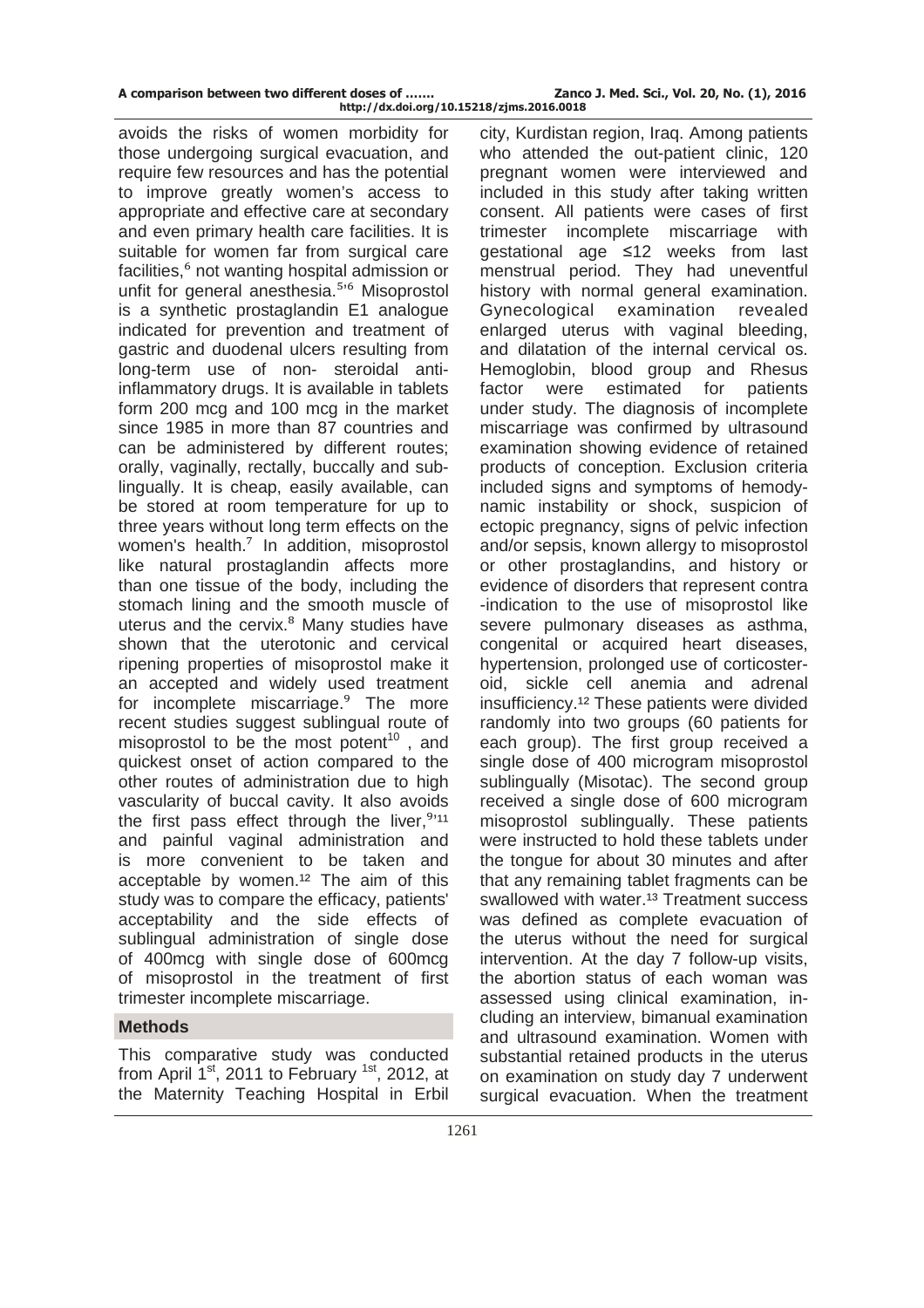avoids the risks of women morbidity for those undergoing surgical evacuation, and require few resources and has the potential to improve greatly women's access to appropriate and effective care at secondary and even primary health care facilities. It is suitable for women far from surgical care facilities,[6] not wanting hospital admission or unfit for general anesthesia.[5,6] Misoprostol is a synthetic prostaglandin E1 analogue indicated for prevention and treatment of gastric and duodenal ulcers resulting from long-term use of non- steroidal anti-inflammatory drugs. It is available in tablets form 200 mcg and 100 mcg in the market since 1985 in more than 87 countries and can be administered by different routes; orally, vaginally, rectally, buccally and sub-lingually. It is cheap, easily available, can be stored at room temperature for up to three years without long term effects on the women's health.[7] In addition, misoprostol like natural prostaglandin affects more than one tissue of the body, including the stomach lining and the smooth muscle of uterus and the cervix.[8] Many studies have shown that the uterotonic and cervical ripening properties of misoprostol make it an accepted and widely used treatment for incomplete miscarriage.[9] The more recent studies suggest sublingual route of misoprostol to be the most potent[10], and quickest onset of action compared to the other routes of administration due to high vascularity of buccal cavity. It also avoids the first pass effect through the liver,[9,11] and painful vaginal administration and is more convenient to be taken and acceptable by women.[12] The aim of this study was to compare the efficacy, patients' acceptability and the side effects of sublingual administration of single dose of 400mcg with single dose of 600mcg of misoprostol in the treatment of first trimester incomplete miscarriage.

## Methods

This comparative study was conducted from April 1st, 2011 to February 1st, 2012, at the Maternity Teaching Hospital in Erbil city, Kurdistan region, Iraq. Among patients who attended the out-patient clinic, 120 pregnant women were interviewed and included in this study after taking written consent. All patients were cases of first trimester incomplete miscarriage with gestational age ≤12 weeks from last menstrual period. They had uneventful history with normal general examination. Gynecological examination revealed enlarged uterus with vaginal bleeding, and dilatation of the internal cervical os. Hemoglobin, blood group and Rhesus factor were estimated for patients under study. The diagnosis of incomplete miscarriage was confirmed by ultrasound examination showing evidence of retained products of conception. Exclusion criteria included signs and symptoms of hemodynamic instability or shock, suspicion of ectopic pregnancy, signs of pelvic infection and/or sepsis, known allergy to misoprostol or other prostaglandins, and history or evidence of disorders that represent contra-indication to the use of misoprostol like severe pulmonary diseases as asthma, congenital or acquired heart diseases, hypertension, prolonged use of corticosteroid, sickle cell anemia and adrenal insufficiency.[12] These patients were divided randomly into two groups (60 patients for each group). The first group received a single dose of 400 microgram misoprostol sublingually (Misotac). The second group received a single dose of 600 microgram misoprostol sublingually. These patients were instructed to hold these tablets under the tongue for about 30 minutes and after that any remaining tablet fragments can be swallowed with water.[13] Treatment success was defined as complete evacuation of the uterus without the need for surgical intervention. At the day 7 follow-up visits, the abortion status of each woman was assessed using clinical examination, including an interview, bimanual examination and ultrasound examination. Women with substantial retained products in the uterus on examination on study day 7 underwent surgical evacuation. When the treatment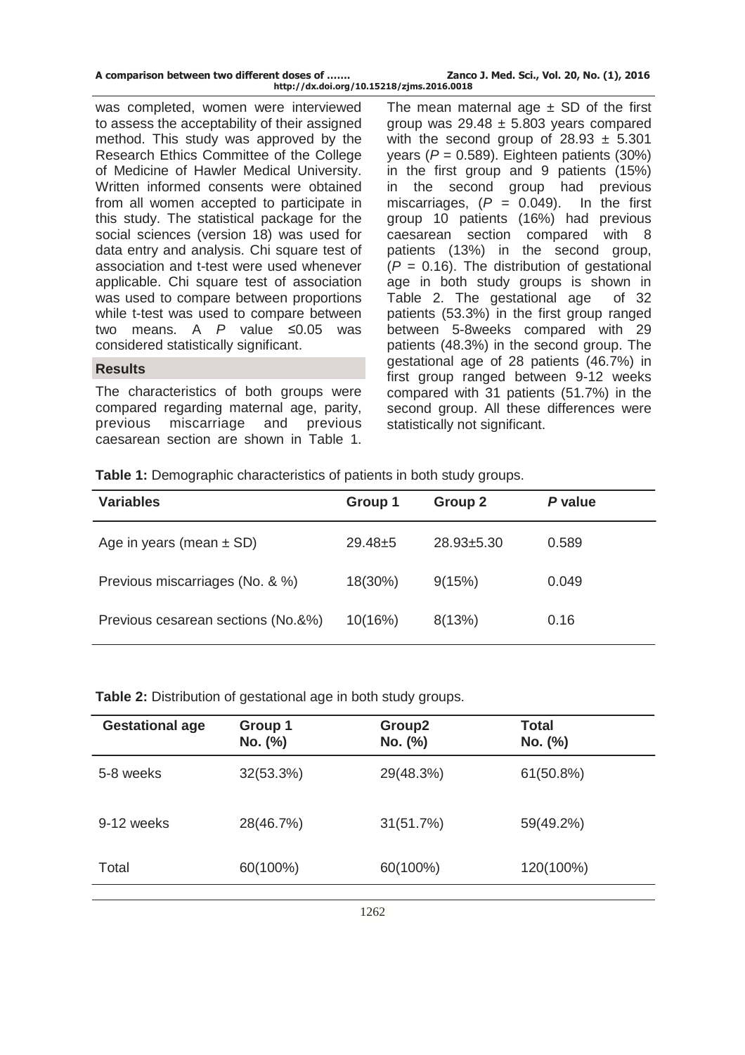was completed, women were interviewed to assess the acceptability of their assigned method. This study was approved by the Research Ethics Committee of the College of Medicine of Hawler Medical University. Written informed consents were obtained from all women accepted to participate in this study. The statistical package for the social sciences (version 18) was used for data entry and analysis. Chi square test of association and t-test were used whenever applicable. Chi square test of association was used to compare between proportions while t-test was used to compare between two means. A *P* value ≤0.05 was considered statistically significant.

## Results

The characteristics of both groups were compared regarding maternal age, parity, previous miscarriage and previous caesarean section are shown in Table 1. The mean maternal age ± SD of the first group was 29.48 ± 5.803 years compared with the second group of 28.93 ± 5.301 years (*P* = 0.589). Eighteen patients (30%) in the first group and 9 patients (15%) in the second group had previous miscarriages, (*P* = 0.049). In the first group 10 patients (16%) had previous caesarean section compared with 8 patients (13%) in the second group, (*P* = 0.16). The distribution of gestational age in both study groups is shown in Table 2. The gestational age of 32 patients (53.3%) in the first group ranged between 5-8weeks compared with 29 patients (48.3%) in the second group. The gestational age of 28 patients (46.7%) in first group ranged between 9-12 weeks compared with 31 patients (51.7%) in the second group. All these differences were statistically not significant.

**Table 1:** Demographic characteristics of patients in both study groups.

| Variables | Group 1 | Group 2 | *P* value |
|---|---|---|---|
| Age in years (mean ± SD) | 29.48±5 | 28.93±5.30 | 0.589 |
| Previous miscarriages (No. & %) | 18(30%) | 9(15%) | 0.049 |
| Previous cesarean sections (No.&%) | 10(16%) | 8(13%) | 0.16 |

**Table 2:** Distribution of gestational age in both study groups.

| Gestational age | Group 1 No. (%) | Group2 No. (%) | Total No. (%) |
|---|---|---|---|
| 5-8 weeks | 32(53.3%) | 29(48.3%) | 61(50.8%) |
| 9-12 weeks | 28(46.7%) | 31(51.7%) | 59(49.2%) |
| Total | 60(100%) | 60(100%) | 120(100%) |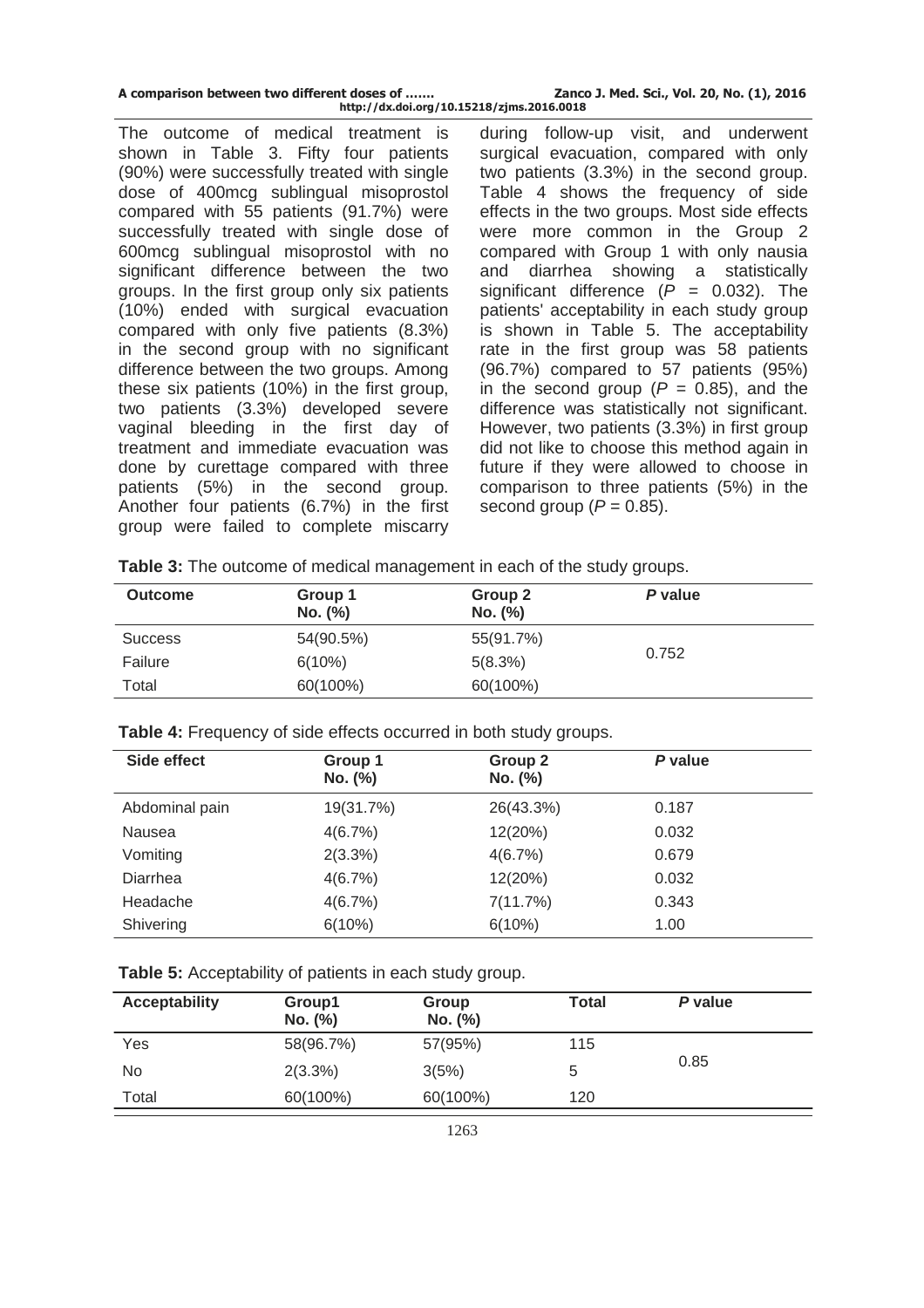The outcome of medical treatment is shown in Table 3. Fifty four patients (90%) were successfully treated with single dose of 400mcg sublingual misoprostol compared with 55 patients (91.7%) were successfully treated with single dose of 600mcg sublingual misoprostol with no significant difference between the two groups. In the first group only six patients (10%) ended with surgical evacuation compared with only five patients (8.3%) in the second group with no significant difference between the two groups. Among these six patients (10%) in the first group, two patients (3.3%) developed severe vaginal bleeding in the first day of treatment and immediate evacuation was done by curettage compared with three patients (5%) in the second group. Another four patients (6.7%) in the first group were failed to complete miscarry during follow-up visit, and underwent surgical evacuation, compared with only two patients (3.3%) in the second group. Table 4 shows the frequency of side effects in the two groups. Most side effects were more common in the Group 2 compared with Group 1 with only nausia and diarrhea showing a statistically significant difference (*P* = 0.032). The patients' acceptability in each study group is shown in Table 5. The acceptability rate in the first group was 58 patients (96.7%) compared to 57 patients (95%) in the second group (*P* = 0.85), and the difference was statistically not significant. However, two patients (3.3%) in first group did not like to choose this method again in future if they were allowed to choose in comparison to three patients (5%) in the second group (*P* = 0.85).

**Table 3:** The outcome of medical management in each of the study groups.

| Outcome | Group 1 No. (%) | Group 2 No. (%) | *P* value |
|---|---|---|---|
| Success | 54(90.5%) | 55(91.7%) | 0.752 |
| Failure | 6(10%) | 5(8.3%) | |
| Total | 60(100%) | 60(100%) | |

**Table 4:** Frequency of side effects occurred in both study groups.

| Side effect | Group 1 No. (%) | Group 2 No. (%) | *P* value |
|---|---|---|---|
| Abdominal pain | 19(31.7%) | 26(43.3%) | 0.187 |
| Nausea | 4(6.7%) | 12(20%) | 0.032 |
| Vomiting | 2(3.3%) | 4(6.7%) | 0.679 |
| Diarrhea | 4(6.7%) | 12(20%) | 0.032 |
| Headache | 4(6.7%) | 7(11.7%) | 0.343 |
| Shivering | 6(10%) | 6(10%) | 1.00 |

**Table 5:** Acceptability of patients in each study group.

| Acceptability | Group1 No. (%) | Group No. (%) | Total | *P* value |
|---|---|---|---|---|
| Yes | 58(96.7%) | 57(95%) | 115 | 0.85 |
| No | 2(3.3%) | 3(5%) | 5 | |
| Total | 60(100%) | 60(100%) | 120 | |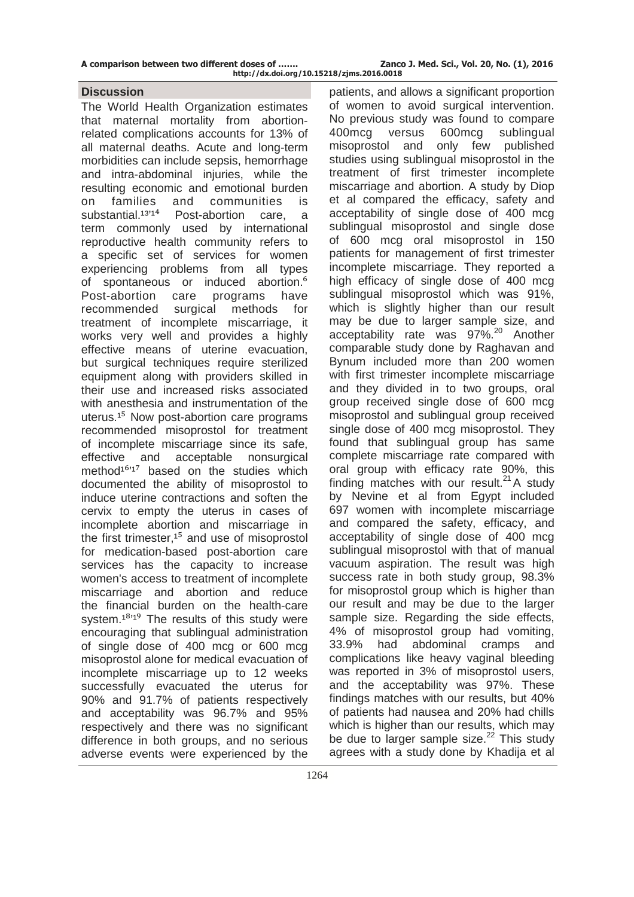## Discussion

The World Health Organization estimates that maternal mortality from abortion-related complications accounts for 13% of all maternal deaths. Acute and long-term morbidities can include sepsis, hemorrhage and intra-abdominal injuries, while the resulting economic and emotional burden on families and communities is substantial.[13,14] Post-abortion care, a term commonly used by international reproductive health community refers to a specific set of services for women experiencing problems from all types of spontaneous or induced abortion.[6] Post-abortion care programs have recommended surgical methods for treatment of incomplete miscarriage, it works very well and provides a highly effective means of uterine evacuation, but surgical techniques require sterilized equipment along with providers skilled in their use and increased risks associated with anesthesia and instrumentation of the uterus.[15] Now post-abortion care programs recommended misoprostol for treatment of incomplete miscarriage since its safe, effective and acceptable nonsurgical method[16,17] based on the studies which documented the ability of misoprostol to induce uterine contractions and soften the cervix to empty the uterus in cases of incomplete abortion and miscarriage in the first trimester,[15] and use of misoprostol for medication-based post-abortion care services has the capacity to increase women's access to treatment of incomplete miscarriage and abortion and reduce the financial burden on the health-care system.[18,19] The results of this study were encouraging that sublingual administration of single dose of 400 mcg or 600 mcg misoprostol alone for medical evacuation of incomplete miscarriage up to 12 weeks successfully evacuated the uterus for 90% and 91.7% of patients respectively and acceptability was 96.7% and 95% respectively and there was no significant difference in both groups, and no serious adverse events were experienced by the patients, and allows a significant proportion of women to avoid surgical intervention. No previous study was found to compare 400mcg versus 600mcg sublingual misoprostol and only few published studies using sublingual misoprostol in the treatment of first trimester incomplete miscarriage and abortion. A study by Diop et al compared the efficacy, safety and acceptability of single dose of 400 mcg sublingual misoprostol and single dose of 600 mcg oral misoprostol in 150 patients for management of first trimester incomplete miscarriage. They reported a high efficacy of single dose of 400 mcg sublingual misoprostol which was 91%, which is slightly higher than our result may be due to larger sample size, and acceptability rate was 97%.[20] Another comparable study done by Raghavan and Bynum included more than 200 women with first trimester incomplete miscarriage and they divided in to two groups, oral group received single dose of 600 mcg misoprostol and sublingual group received single dose of 400 mcg misoprostol. They found that sublingual group has same complete miscarriage rate compared with oral group with efficacy rate 90%, this finding matches with our result.[21] A study by Nevine et al from Egypt included 697 women with incomplete miscarriage and compared the safety, efficacy, and acceptability of single dose of 400 mcg sublingual misoprostol with that of manual vacuum aspiration. The result was high success rate in both study group, 98.3% for misoprostol group which is higher than our result and may be due to the larger sample size. Regarding the side effects, 4% of misoprostol group had vomiting, 33.9% had abdominal cramps and complications like heavy vaginal bleeding was reported in 3% of misoprostol users, and the acceptability was 97%. These findings matches with our results, but 40% of patients had nausea and 20% had chills which is higher than our results, which may be due to larger sample size.[22] This study agrees with a study done by Khadija et al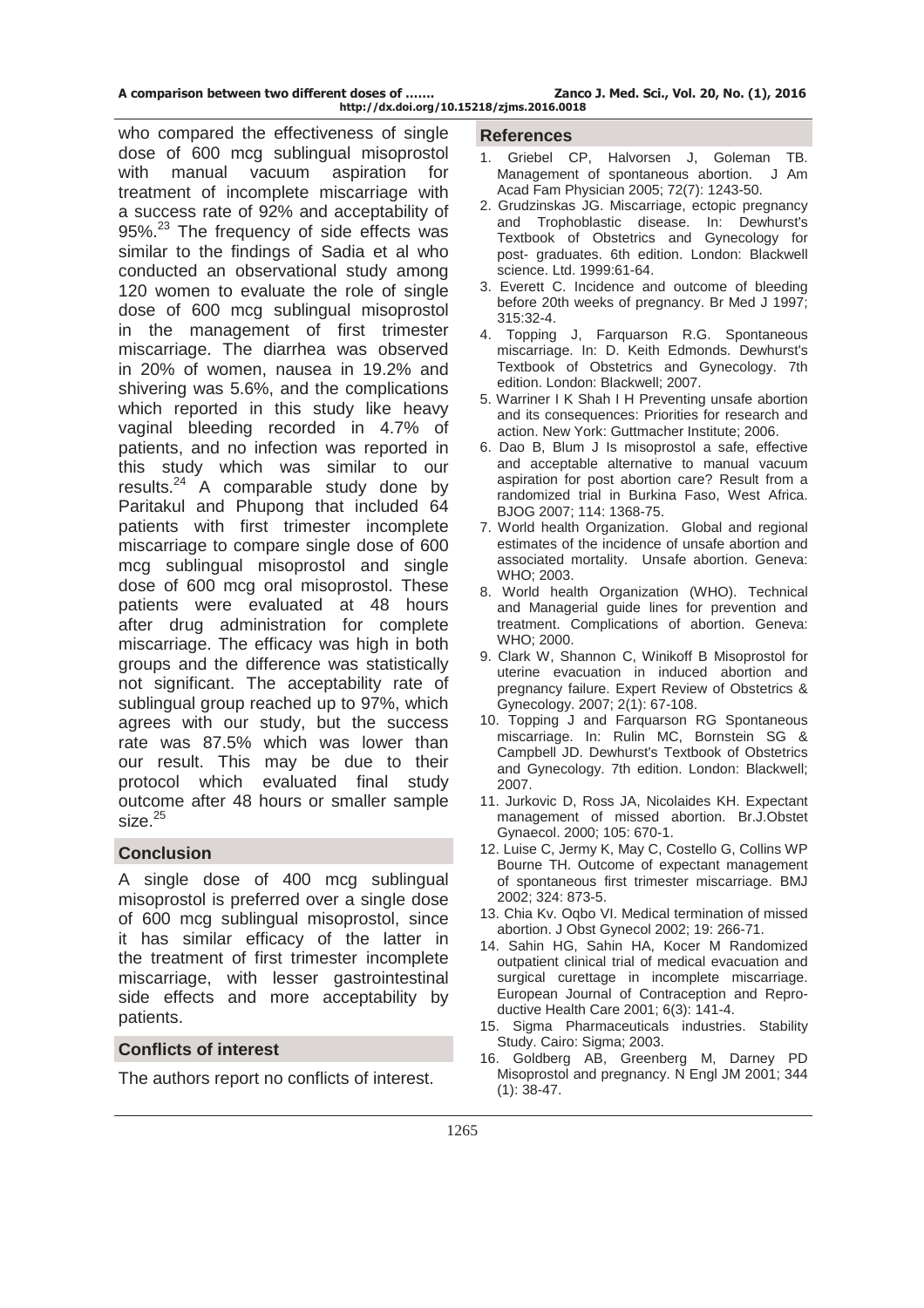who compared the effectiveness of single dose of 600 mcg sublingual misoprostol with manual vacuum aspiration for treatment of incomplete miscarriage with a success rate of 92% and acceptability of 95%.[23] The frequency of side effects was similar to the findings of Sadia et al who conducted an observational study among 120 women to evaluate the role of single dose of 600 mcg sublingual misoprostol in the management of first trimester miscarriage. The diarrhea was observed in 20% of women, nausea in 19.2% and shivering was 5.6%, and the complications which reported in this study like heavy vaginal bleeding recorded in 4.7% of patients, and no infection was reported in this study which was similar to our results.[24] A comparable study done by Paritakul and Phupong that included 64 patients with first trimester incomplete miscarriage to compare single dose of 600 mcg sublingual misoprostol and single dose of 600 mcg oral misoprostol. These patients were evaluated at 48 hours after drug administration for complete miscarriage. The efficacy was high in both groups and the difference was statistically not significant. The acceptability rate of sublingual group reached up to 97%, which agrees with our study, but the success rate was 87.5% which was lower than our result. This may be due to their protocol which evaluated final study outcome after 48 hours or smaller sample size.[25]

## Conclusion

A single dose of 400 mcg sublingual misoprostol is preferred over a single dose of 600 mcg sublingual misoprostol, since it has similar efficacy of the latter in the treatment of first trimester incomplete miscarriage, with lesser gastrointestinal side effects and more acceptability by patients.

## Conflicts of interest

The authors report no conflicts of interest.

## References

1. Griebel CP, Halvorsen J, Goleman TB. Management of spontaneous abortion. J Am Acad Fam Physician 2005; 72(7): 1243-50.
2. Grudzinskas JG. Miscarriage, ectopic pregnancy and Trophoblastic disease. In: Dewhurst's Textbook of Obstetrics and Gynecology for post- graduates. 6th edition. London: Blackwell science. Ltd. 1999:61-64.
3. Everett C. Incidence and outcome of bleeding before 20th weeks of pregnancy. Br Med J 1997; 315:32-4.
4. Topping J, Farquarson R.G. Spontaneous miscarriage. In: D. Keith Edmonds. Dewhurst's Textbook of Obstetrics and Gynecology. 7th edition. London: Blackwell; 2007.
5. Warriner I K Shah I H Preventing unsafe abortion and its consequences: Priorities for research and action. New York: Guttmacher Institute; 2006.
6. Dao B, Blum J Is misoprostol a safe, effective and acceptable alternative to manual vacuum aspiration for post abortion care? Result from a randomized trial in Burkina Faso, West Africa. BJOG 2007; 114: 1368-75.
7. World health Organization. Global and regional estimates of the incidence of unsafe abortion and associated mortality. Unsafe abortion. Geneva: WHO; 2003.
8. World health Organization (WHO). Technical and Managerial guide lines for prevention and treatment. Complications of abortion. Geneva: WHO; 2000.
9. Clark W, Shannon C, Winikoff B Misoprostol for uterine evacuation in induced abortion and pregnancy failure. Expert Review of Obstetrics & Gynecology. 2007; 2(1): 67-108.
10. Topping J and Farquarson RG Spontaneous miscarriage. In: Rulin MC, Bornstein SG & Campbell JD. Dewhurst's Textbook of Obstetrics and Gynecology. 7th edition. London: Blackwell; 2007.
11. Jurkovic D, Ross JA, Nicolaides KH. Expectant management of missed abortion. Br.J.Obstet Gynaecol. 2000; 105: 670-1.
12. Luise C, Jermy K, May C, Costello G, Collins WP Bourne TH. Outcome of expectant management of spontaneous first trimester miscarriage. BMJ 2002; 324: 873-5.
13. Chia Kv. Oqbo VI. Medical termination of missed abortion. J Obst Gynecol 2002; 19: 266-71.
14. Sahin HG, Sahin HA, Kocer M Randomized outpatient clinical trial of medical evacuation and surgical curettage in incomplete miscarriage. European Journal of Contraception and Reproductive Health Care 2001; 6(3): 141-4.
15. Sigma Pharmaceuticals industries. Stability Study. Cairo: Sigma; 2003.
16. Goldberg AB, Greenberg M, Darney PD Misoprostol and pregnancy. N Engl JM 2001; 344 (1): 38-47.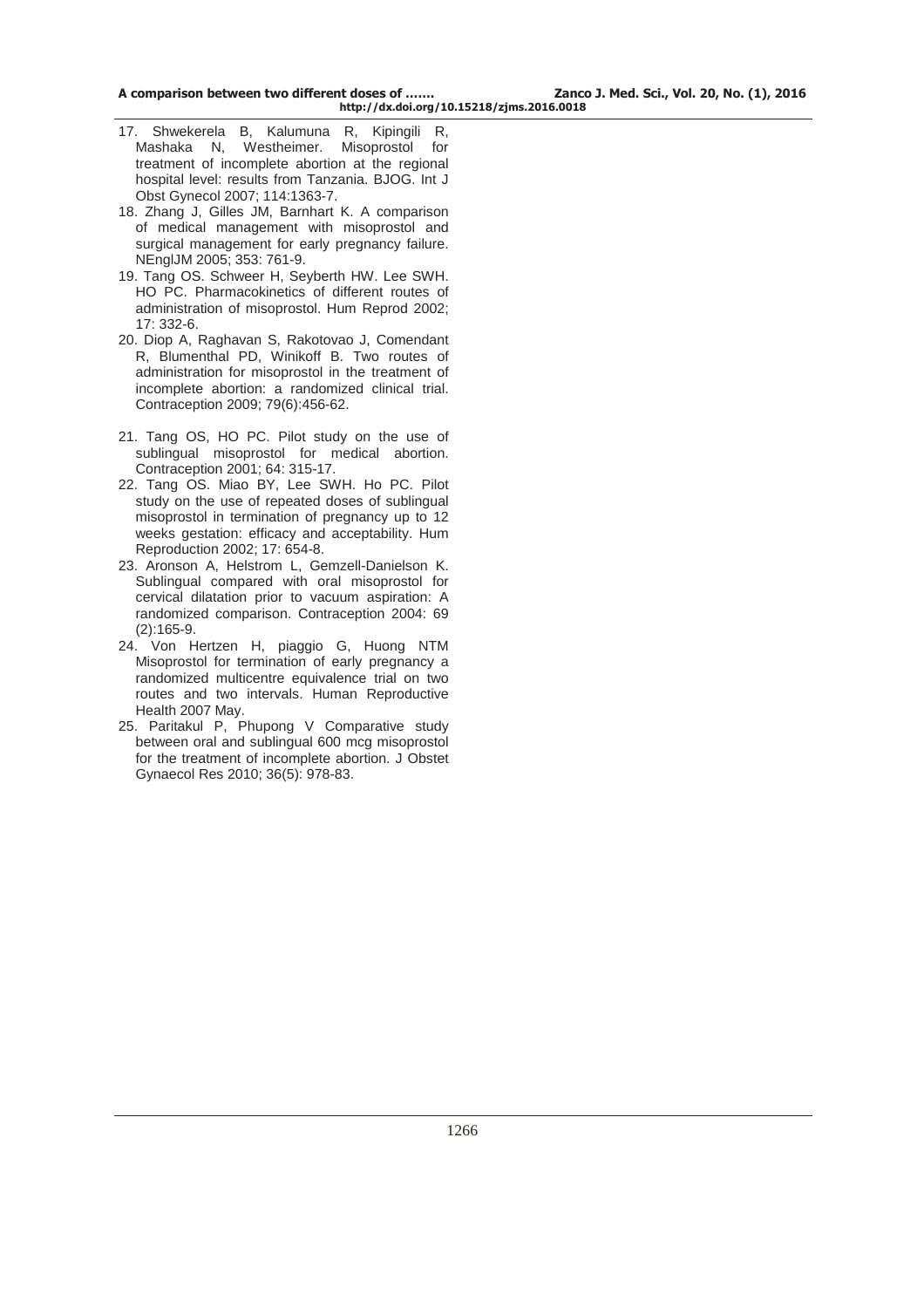17. Shwekerela B, Kalumuna R, Kipingili R, Mashaka N, Westheimer. Misoprostol for treatment of incomplete abortion at the regional hospital level: results from Tanzania. BJOG. Int J Obst Gynecol 2007; 114:1363-7.
18. Zhang J, Gilles JM, Barnhart K. A comparison of medical management with misoprostol and surgical management for early pregnancy failure. NEnglJM 2005; 353: 761-9.
19. Tang OS. Schweer H, Seyberth HW. Lee SWH. HO PC. Pharmacokinetics of different routes of administration of misoprostol. Hum Reprod 2002; 17: 332-6.
20. Diop A, Raghavan S, Rakotovao J, Comendant R, Blumenthal PD, Winikoff B. Two routes of administration for misoprostol in the treatment of incomplete abortion: a randomized clinical trial. Contraception 2009; 79(6):456-62.
21. Tang OS, HO PC. Pilot study on the use of sublingual misoprostol for medical abortion. Contraception 2001; 64: 315-17.
22. Tang OS. Miao BY, Lee SWH. Ho PC. Pilot study on the use of repeated doses of sublingual misoprostol in termination of pregnancy up to 12 weeks gestation: efficacy and acceptability. Hum Reproduction 2002; 17: 654-8.
23. Aronson A, Helstrom L, Gemzell-Danielson K. Sublingual compared with oral misoprostol for cervical dilatation prior to vacuum aspiration: A randomized comparison. Contraception 2004: 69 (2):165-9.
24. Von Hertzen H, piaggio G, Huong NTM Misoprostol for termination of early pregnancy a randomized multicentre equivalence trial on two routes and two intervals. Human Reproductive Health 2007 May.
25. Paritakul P, Phupong V Comparative study between oral and sublingual 600 mcg misoprostol for the treatment of incomplete abortion. J Obstet Gynaecol Res 2010; 36(5): 978-83.